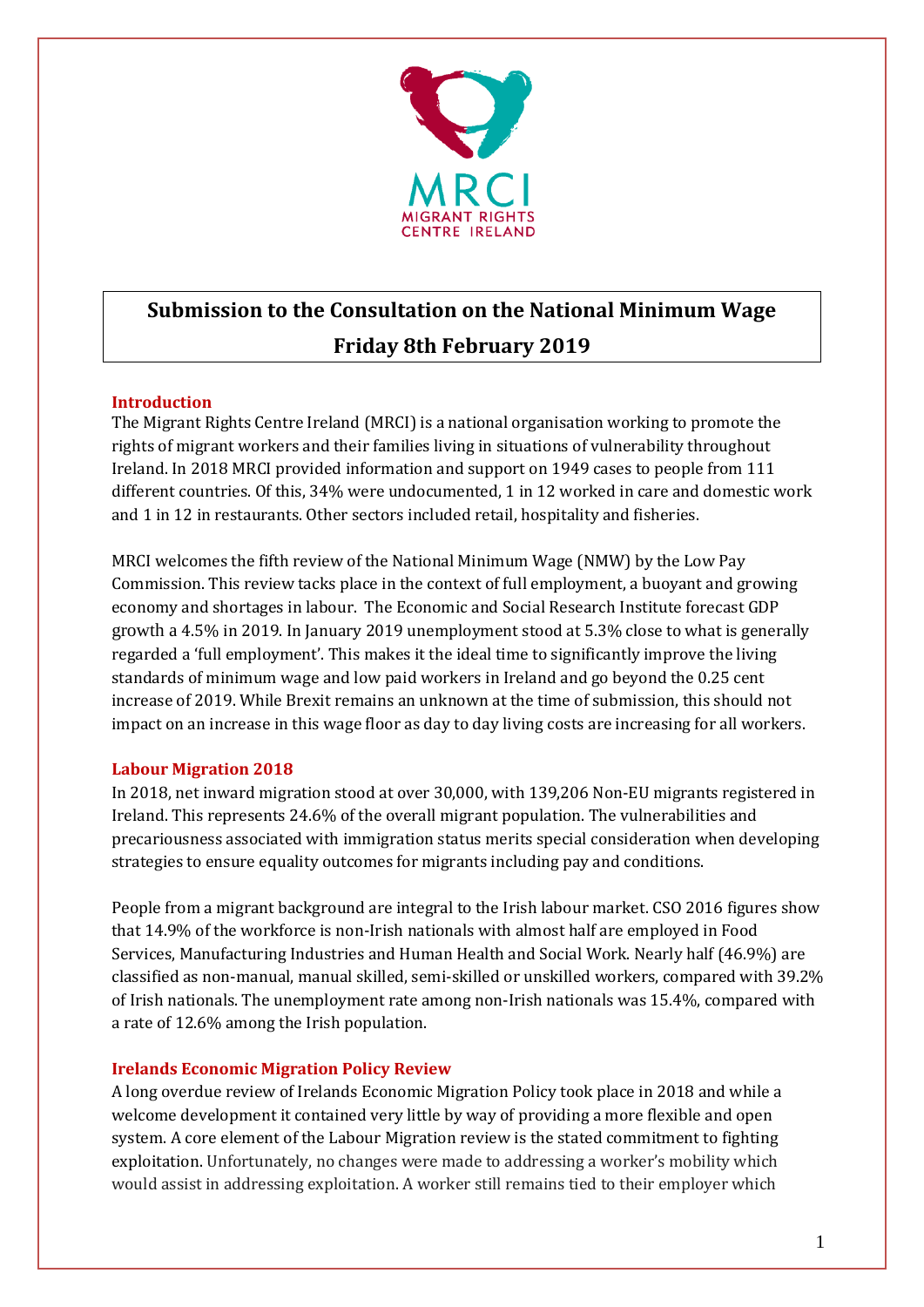MRCI
MIGRANT RIGHTS
CENTRE IRELAND

# Submission to the Consultation on the National Minimum Wage Friday 8th February 2019

## Introduction

The Migrant Rights Centre Ireland (MRCI) is a national organisation working to promote the rights of migrant workers and their families living in situations of vulnerability throughout Ireland. In 2018 MRCI provided information and support on 1949 cases to people from 111 different countries. Of this, 34% were undocumented, 1 in 12 worked in care and domestic work and 1 in 12 in restaurants. Other sectors included retail, hospitality and fisheries.

MRCI welcomes the fifth review of the National Minimum Wage (NMW) by the Low Pay Commission. This review tacks place in the context of full employment, a buoyant and growing economy and shortages in labour. The Economic and Social Research Institute forecast GDP growth a 4.5% in 2019. In January 2019 unemployment stood at 5.3% close to what is generally regarded a 'full employment'. This makes it the ideal time to significantly improve the living standards of minimum wage and low paid workers in Ireland and go beyond the 0.25 cent increase of 2019. While Brexit remains an unknown at the time of submission, this should not impact on an increase in this wage floor as day to day living costs are increasing for all workers.

## Labour Migration 2018

In 2018, net inward migration stood at over 30,000, with 139,206 Non-EU migrants registered in Ireland. This represents 24.6% of the overall migrant population. The vulnerabilities and precariousness associated with immigration status merits special consideration when developing strategies to ensure equality outcomes for migrants including pay and conditions.

People from a migrant background are integral to the Irish labour market. CSO 2016 figures show that 14.9% of the workforce is non-Irish nationals with almost half are employed in Food Services, Manufacturing Industries and Human Health and Social Work. Nearly half (46.9%) are classified as non-manual, manual skilled, semi-skilled or unskilled workers, compared with 39.2% of Irish nationals. The unemployment rate among non-Irish nationals was 15.4%, compared with a rate of 12.6% among the Irish population.

## Irelands Economic Migration Policy Review

A long overdue review of Irelands Economic Migration Policy took place in 2018 and while a welcome development it contained very little by way of providing a more flexible and open system. A core element of the Labour Migration review is the stated commitment to fighting exploitation. Unfortunately, no changes were made to addressing a worker's mobility which would assist in addressing exploitation. A worker still remains tied to their employer which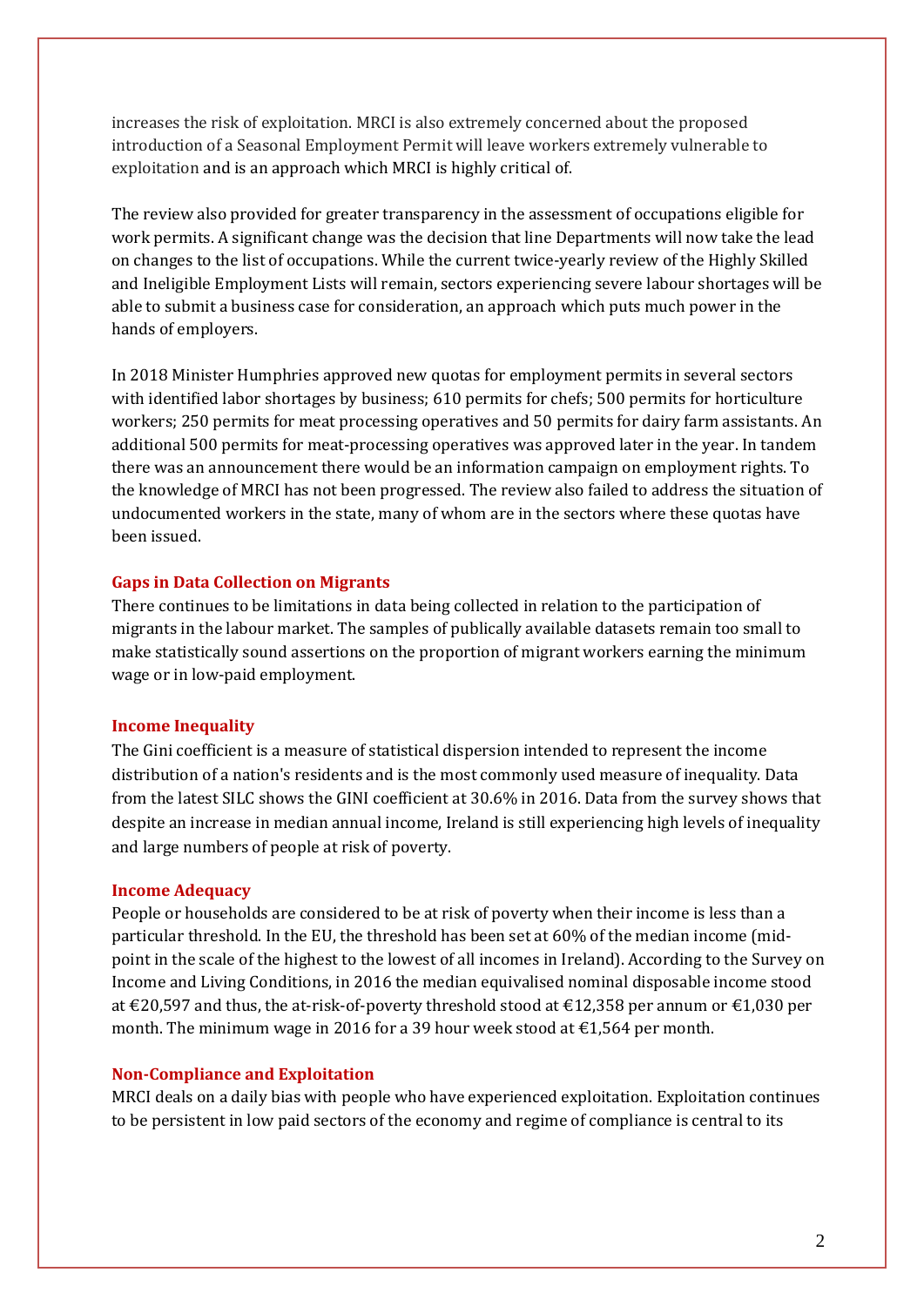increases the risk of exploitation. MRCI is also extremely concerned about the proposed introduction of a Seasonal Employment Permit will leave workers extremely vulnerable to exploitation and is an approach which MRCI is highly critical of.

The review also provided for greater transparency in the assessment of occupations eligible for work permits. A significant change was the decision that line Departments will now take the lead on changes to the list of occupations. While the current twice-yearly review of the Highly Skilled and Ineligible Employment Lists will remain, sectors experiencing severe labour shortages will be able to submit a business case for consideration, an approach which puts much power in the hands of employers.

In 2018 Minister Humphries approved new quotas for employment permits in several sectors with identified labor shortages by business; 610 permits for chefs; 500 permits for horticulture workers; 250 permits for meat processing operatives and 50 permits for dairy farm assistants. An additional 500 permits for meat-processing operatives was approved later in the year. In tandem there was an announcement there would be an information campaign on employment rights. To the knowledge of MRCI has not been progressed. The review also failed to address the situation of undocumented workers in the state, many of whom are in the sectors where these quotas have been issued.

### Gaps in Data Collection on Migrants

There continues to be limitations in data being collected in relation to the participation of migrants in the labour market. The samples of publically available datasets remain too small to make statistically sound assertions on the proportion of migrant workers earning the minimum wage or in low-paid employment.

### Income Inequality

The Gini coefficient is a measure of statistical dispersion intended to represent the income distribution of a nation's residents and is the most commonly used measure of inequality. Data from the latest SILC shows the GINI coefficient at 30.6% in 2016. Data from the survey shows that despite an increase in median annual income, Ireland is still experiencing high levels of inequality and large numbers of people at risk of poverty.

### Income Adequacy

People or households are considered to be at risk of poverty when their income is less than a particular threshold. In the EU, the threshold has been set at 60% of the median income (mid-point in the scale of the highest to the lowest of all incomes in Ireland). According to the Survey on Income and Living Conditions, in 2016 the median equivalised nominal disposable income stood at €20,597 and thus, the at-risk-of-poverty threshold stood at €12,358 per annum or €1,030 per month. The minimum wage in 2016 for a 39 hour week stood at €1,564 per month.

### Non-Compliance and Exploitation

MRCI deals on a daily bias with people who have experienced exploitation. Exploitation continues to be persistent in low paid sectors of the economy and regime of compliance is central to its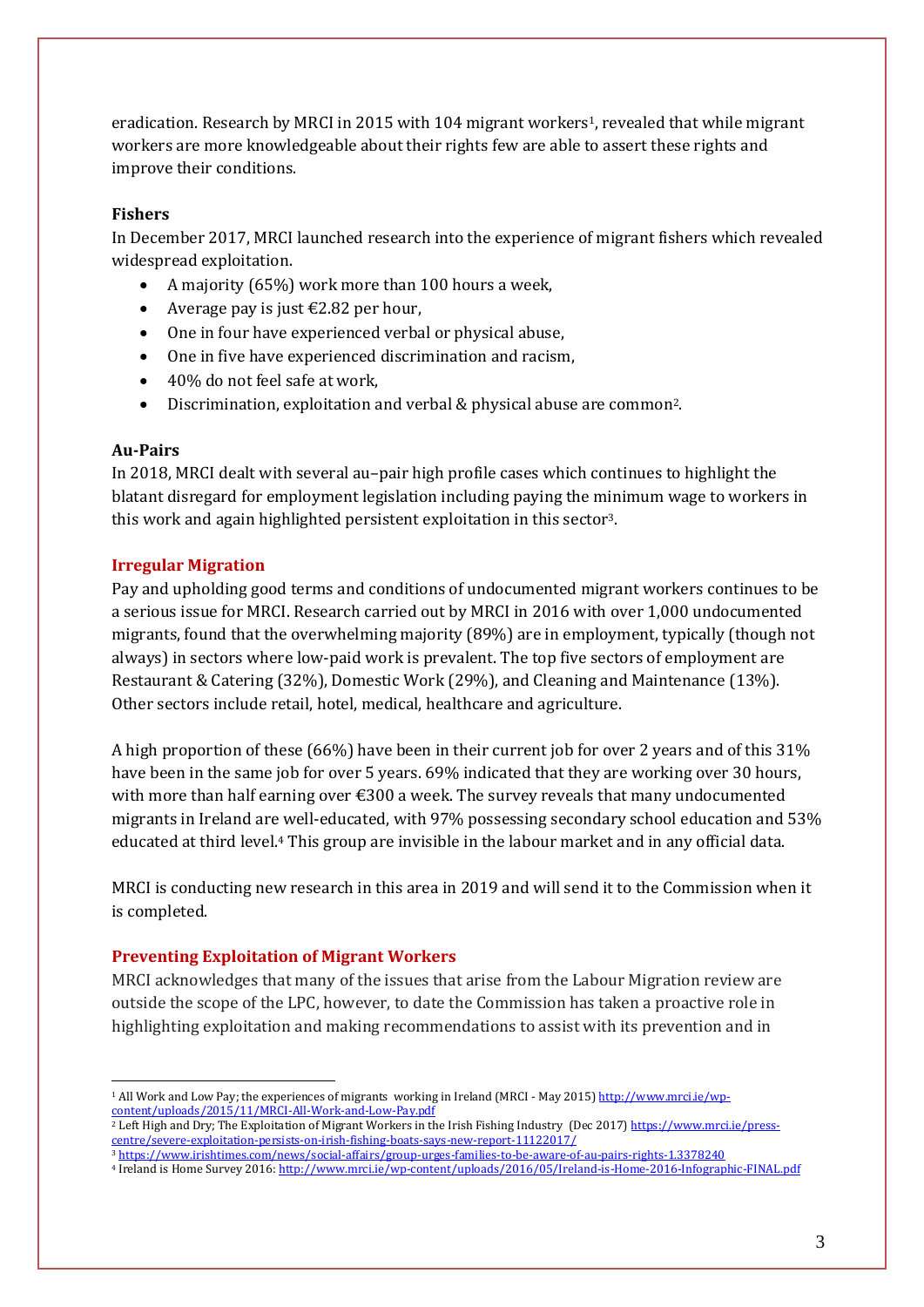eradication. Research by MRCI in 2015 with 104 migrant workers[1], revealed that while migrant workers are more knowledgeable about their rights few are able to assert these rights and improve their conditions.

**Fishers**

In December 2017, MRCI launched research into the experience of migrant fishers which revealed widespread exploitation.

- A majority (65%) work more than 100 hours a week,
- Average pay is just €2.82 per hour,
- One in four have experienced verbal or physical abuse,
- One in five have experienced discrimination and racism,
- 40% do not feel safe at work,
- Discrimination, exploitation and verbal & physical abuse are common[2].

**Au-Pairs**

In 2018, MRCI dealt with several au–pair high profile cases which continues to highlight the blatant disregard for employment legislation including paying the minimum wage to workers in this work and again highlighted persistent exploitation in this sector[3].

## Irregular Migration

Pay and upholding good terms and conditions of undocumented migrant workers continues to be a serious issue for MRCI. Research carried out by MRCI in 2016 with over 1,000 undocumented migrants, found that the overwhelming majority (89%) are in employment, typically (though not always) in sectors where low-paid work is prevalent. The top five sectors of employment are Restaurant & Catering (32%), Domestic Work (29%), and Cleaning and Maintenance (13%). Other sectors include retail, hotel, medical, healthcare and agriculture.

A high proportion of these (66%) have been in their current job for over 2 years and of this 31% have been in the same job for over 5 years. 69% indicated that they are working over 30 hours, with more than half earning over €300 a week. The survey reveals that many undocumented migrants in Ireland are well-educated, with 97% possessing secondary school education and 53% educated at third level.[4] This group are invisible in the labour market and in any official data.

MRCI is conducting new research in this area in 2019 and will send it to the Commission when it is completed.

## Preventing Exploitation of Migrant Workers

MRCI acknowledges that many of the issues that arise from the Labour Migration review are outside the scope of the LPC, however, to date the Commission has taken a proactive role in highlighting exploitation and making recommendations to assist with its prevention and in

---

[1] All Work and Low Pay; the experiences of migrants working in Ireland (MRCI - May 2015) http://www.mrci.ie/wp-content/uploads/2015/11/MRCI-All-Work-and-Low-Pay.pdf

[2] Left High and Dry; The Exploitation of Migrant Workers in the Irish Fishing Industry (Dec 2017) https://www.mrci.ie/press-centre/severe-exploitation-persists-on-irish-fishing-boats-says-new-report-11122017/

[3] https://www.irishtimes.com/news/social-affairs/group-urges-families-to-be-aware-of-au-pairs-rights-1.3378240

[4] Ireland is Home Survey 2016: http://www.mrci.ie/wp-content/uploads/2016/05/Ireland-is-Home-2016-Infographic-FINAL.pdf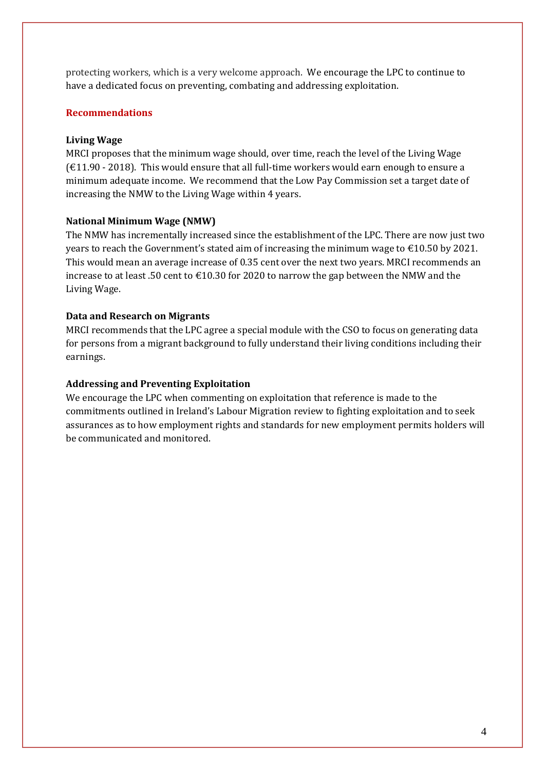protecting workers, which is a very welcome approach. We encourage the LPC to continue to have a dedicated focus on preventing, combating and addressing exploitation.

## Recommendations

### Living Wage

MRCI proposes that the minimum wage should, over time, reach the level of the Living Wage (€11.90 - 2018). This would ensure that all full-time workers would earn enough to ensure a minimum adequate income. We recommend that the Low Pay Commission set a target date of increasing the NMW to the Living Wage within 4 years.

### National Minimum Wage (NMW)

The NMW has incrementally increased since the establishment of the LPC. There are now just two years to reach the Government's stated aim of increasing the minimum wage to €10.50 by 2021. This would mean an average increase of 0.35 cent over the next two years. MRCI recommends an increase to at least .50 cent to €10.30 for 2020 to narrow the gap between the NMW and the Living Wage.

### Data and Research on Migrants

MRCI recommends that the LPC agree a special module with the CSO to focus on generating data for persons from a migrant background to fully understand their living conditions including their earnings.

### Addressing and Preventing Exploitation

We encourage the LPC when commenting on exploitation that reference is made to the commitments outlined in Ireland's Labour Migration review to fighting exploitation and to seek assurances as to how employment rights and standards for new employment permits holders will be communicated and monitored.